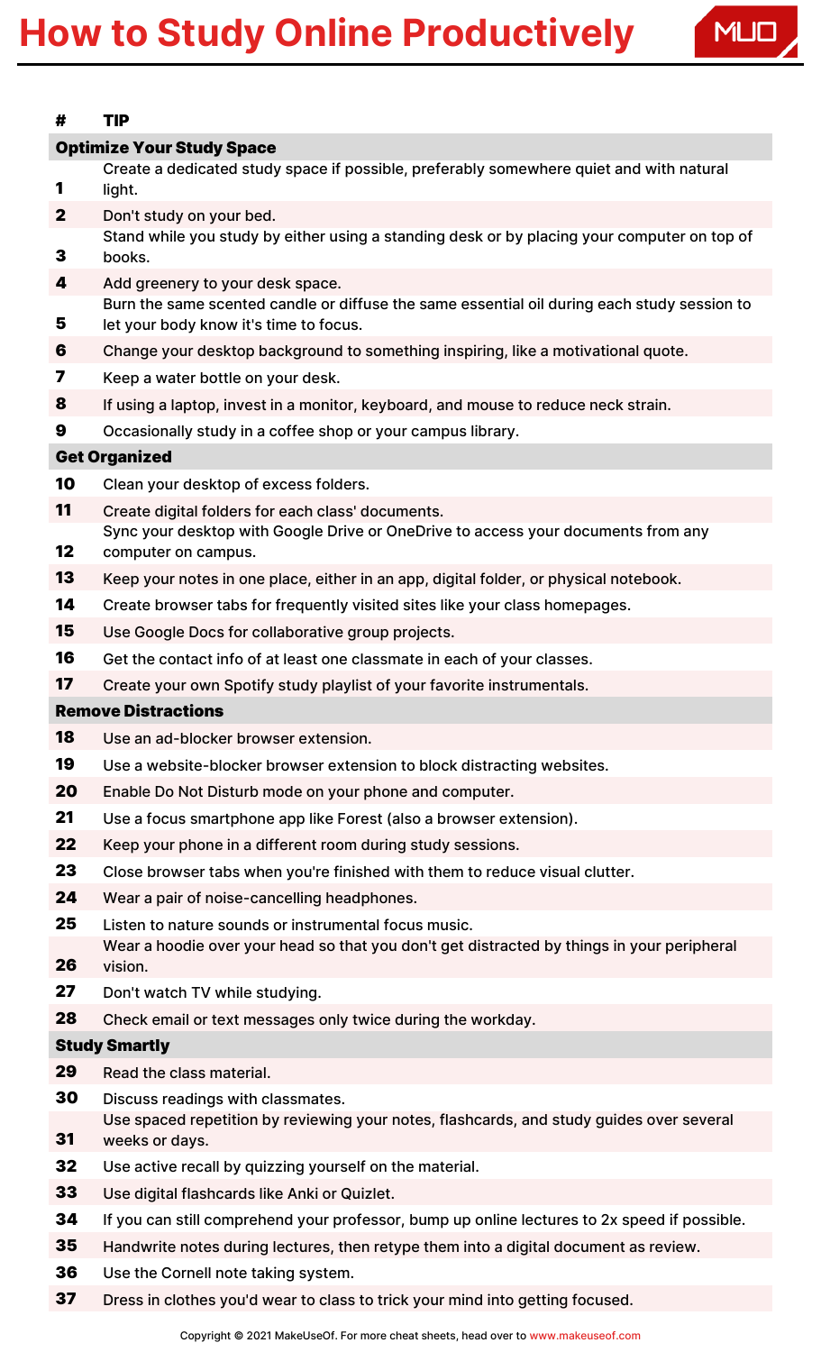# How to Study Online Productively

| # | TIP |
|---|---|
| **Optimize Your Study Space** | |
| **1** | Create a dedicated study space if possible, preferably somewhere quiet and with natural light. |
| **2** | Don't study on your bed. |
| **3** | Stand while you study by either using a standing desk or by placing your computer on top of books. |
| **4** | Add greenery to your desk space. |
| **5** | Burn the same scented candle or diffuse the same essential oil during each study session to let your body know it's time to focus. |
| **6** | Change your desktop background to something inspiring, like a motivational quote. |
| **7** | Keep a water bottle on your desk. |
| **8** | If using a laptop, invest in a monitor, keyboard, and mouse to reduce neck strain. |
| **9** | Occasionally study in a coffee shop or your campus library. |
| **Get Organized** | |
| **10** | Clean your desktop of excess folders. |
| **11** | Create digital folders for each class' documents. |
| **12** | Sync your desktop with Google Drive or OneDrive to access your documents from any computer on campus. |
| **13** | Keep your notes in one place, either in an app, digital folder, or physical notebook. |
| **14** | Create browser tabs for frequently visited sites like your class homepages. |
| **15** | Use Google Docs for collaborative group projects. |
| **16** | Get the contact info of at least one classmate in each of your classes. |
| **17** | Create your own Spotify study playlist of your favorite instrumentals. |
| **Remove Distractions** | |
| **18** | Use an ad-blocker browser extension. |
| **19** | Use a website-blocker browser extension to block distracting websites. |
| **20** | Enable Do Not Disturb mode on your phone and computer. |
| **21** | Use a focus smartphone app like Forest (also a browser extension). |
| **22** | Keep your phone in a different room during study sessions. |
| **23** | Close browser tabs when you're finished with them to reduce visual clutter. |
| **24** | Wear a pair of noise-cancelling headphones. |
| **25** | Listen to nature sounds or instrumental focus music. |
| **26** | Wear a hoodie over your head so that you don't get distracted by things in your peripheral vision. |
| **27** | Don't watch TV while studying. |
| **28** | Check email or text messages only twice during the workday. |
| **Study Smartly** | |
| **29** | Read the class material. |
| **30** | Discuss readings with classmates. |
| **31** | Use spaced repetition by reviewing your notes, flashcards, and study guides over several weeks or days. |
| **32** | Use active recall by quizzing yourself on the material. |
| **33** | Use digital flashcards like Anki or Quizlet. |
| **34** | If you can still comprehend your professor, bump up online lectures to 2x speed if possible. |
| **35** | Handwrite notes during lectures, then retype them into a digital document as review. |
| **36** | Use the Cornell note taking system. |
| **37** | Dress in clothes you'd wear to class to trick your mind into getting focused. |

Copyright © 2021 MakeUseOf. For more cheat sheets, head over to www.makeuseof.com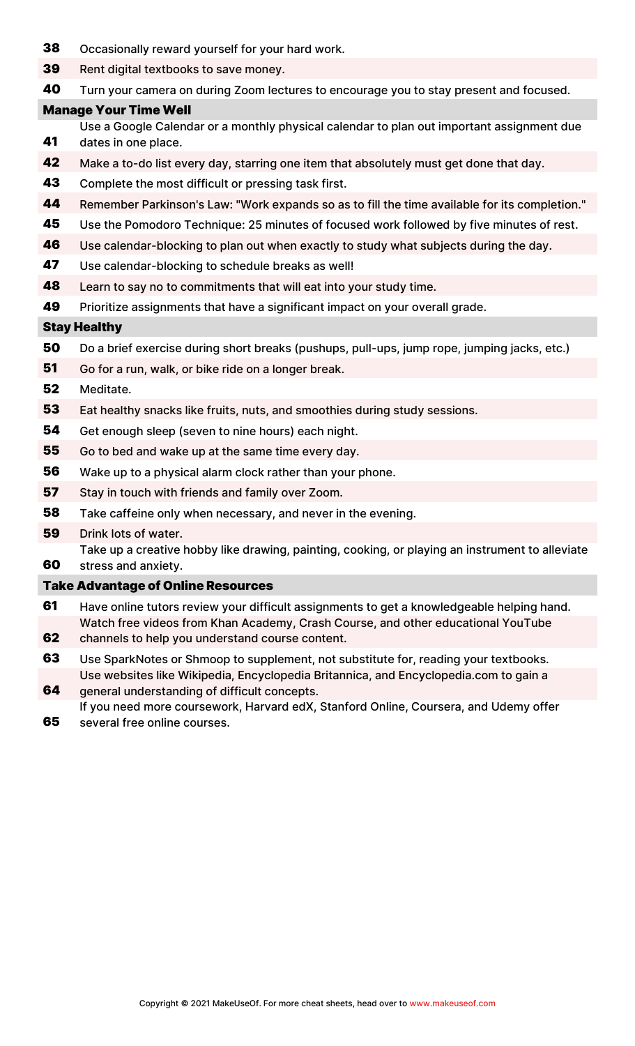| | |
|---|---|
| **38** | Occasionally reward yourself for your hard work. |
| **39** | Rent digital textbooks to save money. |
| **40** | Turn your camera on during Zoom lectures to encourage you to stay present and focused. |
| **Manage Your Time Well** | |
| **41** | Use a Google Calendar or a monthly physical calendar to plan out important assignment due dates in one place. |
| **42** | Make a to-do list every day, starring one item that absolutely must get done that day. |
| **43** | Complete the most difficult or pressing task first. |
| **44** | Remember Parkinson's Law: "Work expands so as to fill the time available for its completion." |
| **45** | Use the Pomodoro Technique: 25 minutes of focused work followed by five minutes of rest. |
| **46** | Use calendar-blocking to plan out when exactly to study what subjects during the day. |
| **47** | Use calendar-blocking to schedule breaks as well! |
| **48** | Learn to say no to commitments that will eat into your study time. |
| **49** | Prioritize assignments that have a significant impact on your overall grade. |
| **Stay Healthy** | |
| **50** | Do a brief exercise during short breaks (pushups, pull-ups, jump rope, jumping jacks, etc.) |
| **51** | Go for a run, walk, or bike ride on a longer break. |
| **52** | Meditate. |
| **53** | Eat healthy snacks like fruits, nuts, and smoothies during study sessions. |
| **54** | Get enough sleep (seven to nine hours) each night. |
| **55** | Go to bed and wake up at the same time every day. |
| **56** | Wake up to a physical alarm clock rather than your phone. |
| **57** | Stay in touch with friends and family over Zoom. |
| **58** | Take caffeine only when necessary, and never in the evening. |
| **59** | Drink lots of water. |
| **60** | Take up a creative hobby like drawing, painting, cooking, or playing an instrument to alleviate stress and anxiety. |
| **Take Advantage of Online Resources** | |
| **61** | Have online tutors review your difficult assignments to get a knowledgeable helping hand. |
| **62** | Watch free videos from Khan Academy, Crash Course, and other educational YouTube channels to help you understand course content. |
| **63** | Use SparkNotes or Shmoop to supplement, not substitute for, reading your textbooks. |
| **64** | Use websites like Wikipedia, Encyclopedia Britannica, and Encyclopedia.com to gain a general understanding of difficult concepts. |
| **65** | If you need more coursework, Harvard edX, Stanford Online, Coursera, and Udemy offer several free online courses. |

Copyright © 2021 MakeUseOf. For more cheat sheets, head over to www.makeuseof.com